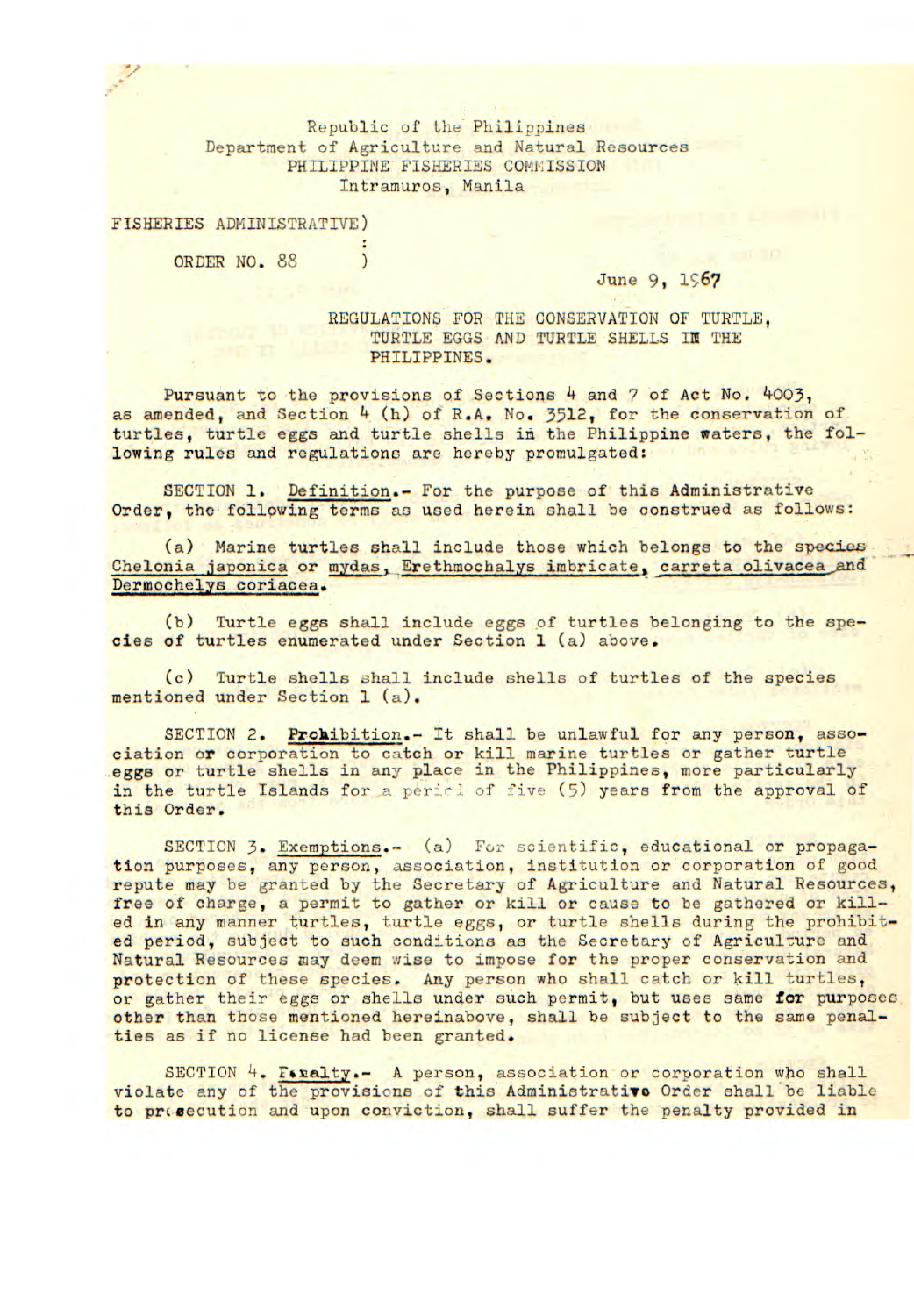Republic of the Philippines
Department of Agriculture and Natural Resources
PHILIPPINE FISHERIES COMMISSION
Intramuros, Manila

FISHERIES ADMINISTRATIVE)
:
ORDER NO. 88 )

June 9, 1967

REGULATIONS FOR THE CONSERVATION OF TURTLE, TURTLE EGGS AND TURTLE SHELLS IN THE PHILIPPINES.

Pursuant to the provisions of Sections 4 and 7 of Act No. 4003, as amended, and Section 4 (h) of R.A. No. 3512, for the conservation of turtles, turtle eggs and turtle shells in the Philippine waters, the following rules and regulations are hereby promulgated:

SECTION 1. Definition.- For the purpose of this Administrative Order, the following terms as used herein shall be construed as follows:

(a) Marine turtles shall include those which belongs to the species Chelonia japonica or mydas, Erethmochalys imbricate, carreta olivacea and Dermochelys coriacea.

(b) Turtle eggs shall include eggs of turtles belonging to the species of turtles enumerated under Section 1 (a) above.

(c) Turtle shells shall include shells of turtles of the species mentioned under Section 1 (a).

SECTION 2. Prohibition.- It shall be unlawful for any person, association or corporation to catch or kill marine turtles or gather turtle eggs or turtle shells in any place in the Philippines, more particularly in the turtle Islands for a period of five (5) years from the approval of this Order.

SECTION 3. Exemptions.- (a) For scientific, educational or propagation purposes, any person, association, institution or corporation of good repute may be granted by the Secretary of Agriculture and Natural Resources, free of charge, a permit to gather or kill or cause to be gathered or killed in any manner turtles, turtle eggs, or turtle shells during the prohibited period, subject to such conditions as the Secretary of Agriculture and Natural Resources may deem wise to impose for the proper conservation and protection of these species. Any person who shall catch or kill turtles, or gather their eggs or shells under such permit, but uses same for purposes other than those mentioned hereinabove, shall be subject to the same penalties as if no license had been granted.

SECTION 4. Penalty.- A person, association or corporation who shall violate any of the provisions of this Administrative Order shall be liable to prosecution and upon conviction, shall suffer the penalty provided in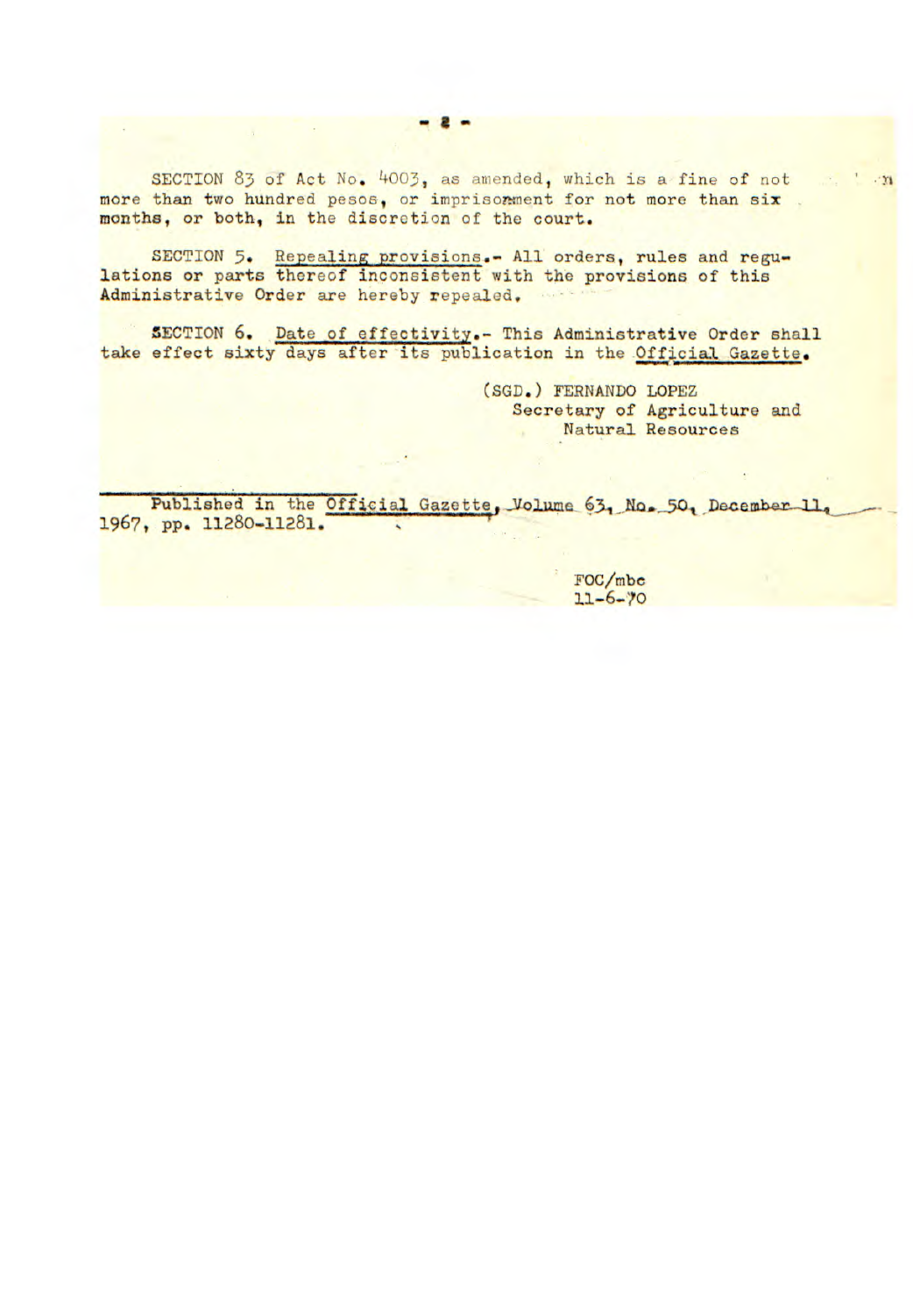SECTION 83 of Act No. 4003, as amended, which is a fine of not more than two hundred pesos, or imprisonment for not more than six months, or both, in the discretion of the court.

SECTION 5. Repealing provisions.- All orders, rules and regulations or parts thereof inconsistent with the provisions of this Administrative Order are hereby repealed.

SECTION 6. Date of effectivity.- This Administrative Order shall take effect sixty days after its publication in the *Official Gazette*.

(SGD.) FERNANDO LOPEZ
Secretary of Agriculture and
Natural Resources

---

Published in the *Official Gazette*, Volume 63, No. 50, December 11, 1967, pp. 11280-11281.

FOC/mbc
11-6-70